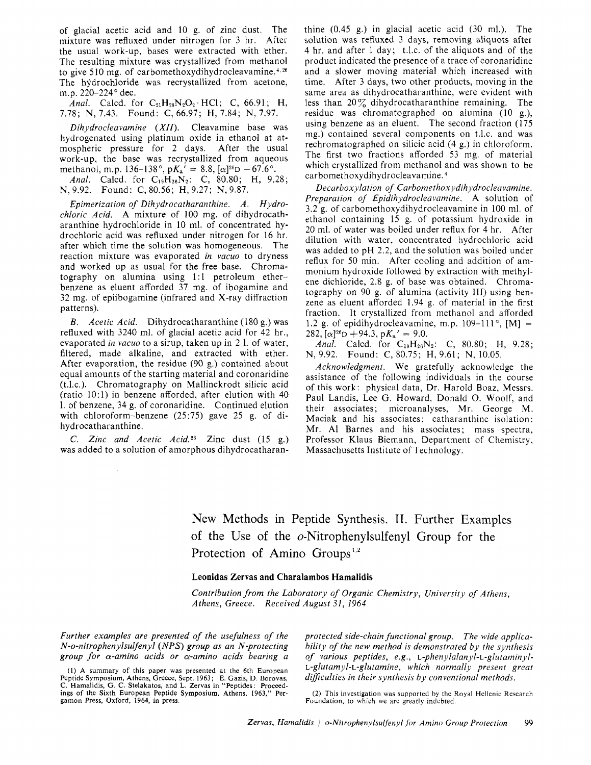of glacial acetic acid and 10 g. of zinc dust. The mixture was refluxed under nitrogen for 3 hr. After the usual work-up, bases were extracted with ether. The resulting mixture was crystallized from methanol to give 510 mg. of carbomethoxydihydrocleavamine.[4,26] The hydrochloride was recrystallized from acetone, m.p. 220–224° dec.

*Anal.* Calcd. for $C_{21}H_{28}N_2O_2 \cdot HCl$: C, 66.91; H, 7.78; N, 7.43. Found: C, 66.97; H, 7.84; N, 7.97.

*Dihydrocleavamine (XII).* Cleavamine base was hydrogenated using platinum oxide in ethanol at atmospheric pressure for 2 days. After the usual work-up, the base was recrystallized from aqueous methanol, m.p. 136–138°, $pK_a' = 8.8$, $[\alpha]^{26}D$ −67.6°.

*Anal.* Calcd. for $C_{19}H_{26}N_2$: C, 80.80; H, 9.28; N, 9.92. Found: C, 80.56; H, 9.27; N, 9.87.

*Epimerization of Dihydrocatharanthine. A. Hydrochloric Acid.* A mixture of 100 mg. of dihydrocatharanthine hydrochloride in 10 ml. of concentrated hydrochloric acid was refluxed under nitrogen for 16 hr. after which time the solution was homogeneous. The reaction mixture was evaporated *in vacuo* to dryness and worked up as usual for the free base. Chromatography on alumina using 1:1 petroleum ether–benzene as eluent afforded 37 mg. of ibogamine and 32 mg. of epiibogamine (infrared and X-ray diffraction patterns).

*B. Acetic Acid.* Dihydrocatharanthine (180 g.) was refluxed with 3240 ml. of glacial acetic acid for 42 hr., evaporated *in vacuo* to a sirup, taken up in 2 l. of water, filtered, made alkaline, and extracted with ether. After evaporation, the residue (90 g.) contained about equal amounts of the starting material and coronaridine (t.l.c.). Chromatography on Mallinckrodt silicic acid (ratio 10:1) in benzene afforded, after elution with 40 l. of benzene, 34 g. of coronaridine. Continued elution with chloroform–benzene (25:75) gave 25 g. of dihydrocatharanthine.

*C. Zinc and Acetic Acid.*[26] Zinc dust (15 g.) was added to a solution of amorphous dihydrocatharanthine (0.45 g.) in glacial acetic acid (30 ml.). The solution was refluxed 3 days, removing aliquots after 4 hr. and after 1 day; t.l.c. of the aliquots and of the product indicated the presence of a trace of coronaridine and a slower moving material which increased with time. After 3 days, two other products, moving in the same area as dihydrocatharanthine, were evident with less than 20% dihydrocatharanthine remaining. The residue was chromatographed on alumina (10 g.), using benzene as an eluent. The second fraction (175 mg.) contained several components on t.l.c. and was rechromatographed on silicic acid (4 g.) in chloroform. The first two fractions afforded 53 mg. of material which crystallized from methanol and was shown to be carbomethoxydihydrocleavamine.[4]

*Decarboxylation of Carbomethoxydihydrocleavamine. Preparation of Epidihydrocleavamine.* A solution of 3.2 g. of carbomethoxydihydrocleavamine in 100 ml. of ethanol containing 15 g. of potassium hydroxide in 20 ml. of water was boiled under reflux for 4 hr. After dilution with water, concentrated hydrochloric acid was added to pH 2.2, and the solution was boiled under reflux for 50 min. After cooling and addition of ammonium hydroxide followed by extraction with methylene dichloride, 2.8 g. of base was obtained. Chromatography on 90 g. of alumina (activity III) using benzene as eluent afforded 1.94 g. of material in the first fraction. It crystallized from methanol and afforded 1.2 g. of epidihydrocleavamine, m.p. 109–111°, [M] = 282, $[\alpha]^{26}D$ +94.3, $pK_a' = 9.0$.

*Anal.* Calcd. for $C_{19}H_{26}N_2$: C, 80.80; H, 9.28; N, 9.92. Found: C, 80.75; H, 9.61; N, 10.05.

*Acknowledgment.* We gratefully acknowledge the assistance of the following individuals in the course of this work: physical data, Dr. Harold Boaz, Messrs. Paul Landis, Lee G. Howard, Donald O. Woolf, and their associates; microanalyses, Mr. George M. Maciak and his associates; catharanthine isolation: Mr. Al Barnes and his associates; mass spectra, Professor Klaus Biemann, Department of Chemistry, Massachusetts Institute of Technology.

# New Methods in Peptide Synthesis. II. Further Examples of the Use of the *o*-Nitrophenylsulfenyl Group for the Protection of Amino Groups[1,2]

**Leonidas Zervas and Charalambos Hamalidis**

*Contribution from the Laboratory of Organic Chemistry, University of Athens, Athens, Greece. Received August 31, 1964*

*Further examples are presented of the usefulness of the N-o-nitrophenylsulfenyl (NPS) group as an N-protecting group for α-amino acids or α-amino acids bearing a protected side-chain functional group. The wide applicability of the new method is demonstrated by the synthesis of various peptides, e.g., L-phenylalanyl-L-glutaminyl-L-glutamyl-L-glutamine, which normally present great difficulties in their synthesis by conventional methods.*

(1) A summary of this paper was presented at the 6th European Peptide Symposium, Athens, Greece, Sept. 1963; E. Gazis, D. Borovas, C. Hamalidis, G. C. Stelakatos, and L. Zervas in "Peptides: Proceedings of the Sixth European Peptide Symposium, Athens, 1963," Pergamon Press, Oxford, 1964, in press.

(2) This investigation was supported by the Royal Hellenic Research Foundation, to which we are greatly indebted.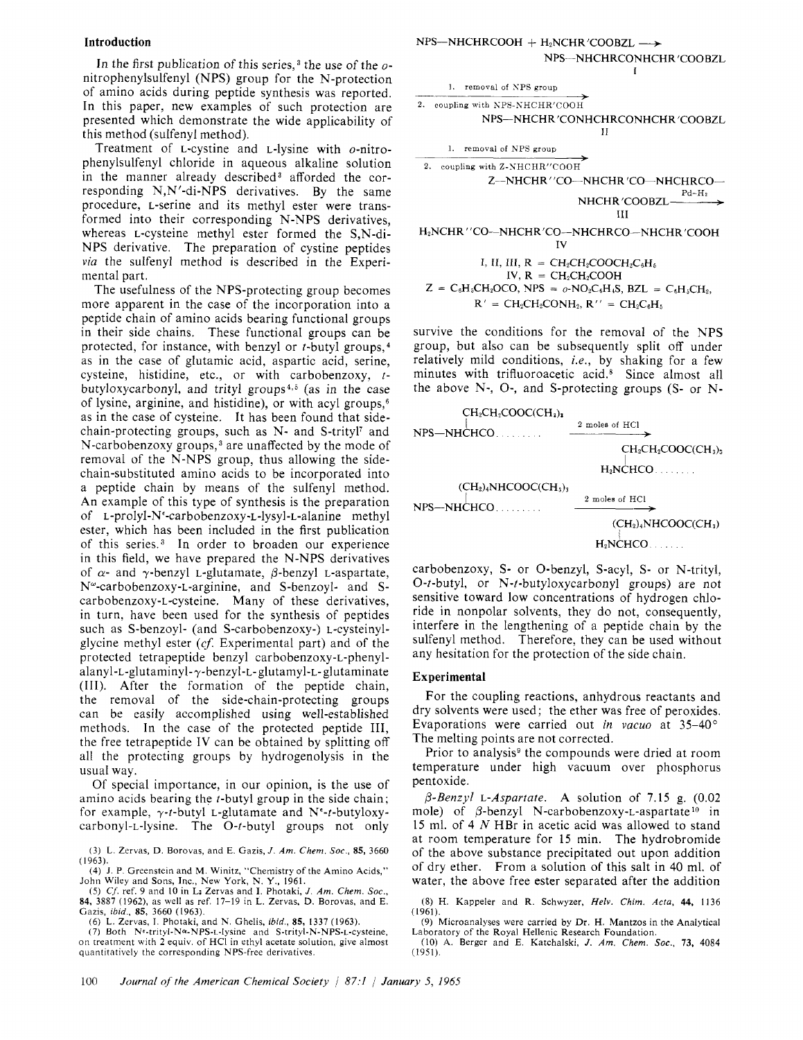## Introduction

In the first publication of this series,[3] the use of the *o*-nitrophenylsulfenyl (NPS) group for the N-protection of amino acids during peptide synthesis was reported. In this paper, new examples of such protection are presented which demonstrate the wide applicability of this method (sulfenyl method).

Treatment of L-cystine and L-lysine with *o*-nitrophenylsulfenyl chloride in aqueous alkaline solution in the manner already described[3] afforded the corresponding N,N'-di-NPS derivatives. By the same procedure, L-serine and its methyl ester were transformed into their corresponding N-NPS derivatives, whereas L-cysteine methyl ester formed the S,N-di-NPS derivative. The preparation of cystine peptides *via* the sulfenyl method is described in the Experimental part.

The usefulness of the NPS-protecting group becomes more apparent in the case of the incorporation into a peptide chain of amino acids bearing functional groups in their side chains. These functional groups can be protected, for instance, with benzyl or *t*-butyl groups,[4] as in the case of glutamic acid, aspartic acid, serine, cysteine, histidine, etc., or with carbobenzoxy, *t*-butyloxycarbonyl, and trityl groups[4,5] (as in the case of lysine, arginine, and histidine), or with acyl groups,[6] as in the case of cysteine. It has been found that side-chain-protecting groups, such as N- and S-trityl[7] and N-carbobenzoxy groups,[3] are unaffected by the mode of removal of the N-NPS group, thus allowing the side-chain-substituted amino acids to be incorporated into a peptide chain by means of the sulfenyl method. An example of this type of synthesis is the preparation of L-prolyl-N$^{\epsilon}$-carbobenzoxy-L-lysyl-L-alanine methyl ester, which has been included in the first publication of this series.[3] In order to broaden our experience in this field, we have prepared the N-NPS derivatives of $\alpha$- and $\gamma$-benzyl L-glutamate, $\beta$-benzyl L-aspartate, N$^{\omega}$-carbobenzoxy-L-arginine, and S-benzoyl- and S-carbobenzoxy-L-cysteine. Many of these derivatives, in turn, have been used for the synthesis of peptides such as S-benzoyl- (and S-carbobenzoxy-) L-cysteinylglycine methyl ester (*cf.* Experimental part) and of the protected tetrapeptide benzyl carbobenzoxy-L-phenylalanyl-L-glutaminyl-$\gamma$-benzyl-L-glutamyl-L-glutaminate (III). After the formation of the peptide chain, the removal of the side-chain-protecting groups can be easily accomplished using well-established methods. In the case of the protected peptide III, the free tetrapeptide IV can be obtained by splitting off all the protecting groups by hydrogenolysis in the usual way.

Of special importance, in our opinion, is the use of amino acids bearing the *t*-butyl group in the side chain; for example, $\gamma$-*t*-butyl L-glutamate and N$^{\epsilon}$-*t*-butyloxycarbonyl-L-lysine. The O-*t*-butyl groups not only

NPS—NHCHRCOOH + H$_2$NCHR'COOBZL ⟶ NPS—NHCHRCONHCHR'COOBZL (I)

1. removal of NPS group; 2. coupling with NPS-NHCHR'COOH ⟶ NPS—NHCHR'CONHCHRCONHCHR'COOBZL (II)

1. removal of NPS group; 2. coupling with Z-NHCHR''COOH ⟶ Z—NHCHR''CO—NHCHR'CO—NHCHRCO—NHCHR'COOBZL (III) $\xrightarrow{\text{Pd-H}_2}$

H$_2$NCHR''CO—NHCHR'CO—NHCHRCO—NHCHR'COOH (IV)

I, II, III, R = CH$_2$CH$_2$COOCH$_2$C$_6$H$_5$
IV, R = CH$_2$CH$_2$COOH
Z = C$_6$H$_5$CH$_2$OCO, NPS = *o*-NO$_2$C$_6$H$_4$S, BZL = C$_6$H$_5$CH$_2$,
R' = CH$_2$CH$_2$CONH$_2$, R'' = CH$_2$C$_6$H$_5$

survive the conditions for the removal of the NPS group, but also can be subsequently split off under relatively mild conditions, *i.e.*, by shaking for a few minutes with trifluoroacetic acid.[8] Since almost all the above N-, O-, and S-protecting groups (S- or N-

NPS—NHCH(CH$_2$CH$_2$COOC(CH$_3$)$_3$)CO........ $\xrightarrow{\text{2 moles of HCl}}$ H$_2$NCH(CH$_2$CH$_2$COOC(CH$_3$)$_3$)CO........

NPS—NHCH((CH$_2$)$_4$NHCOOC(CH$_3$)$_3$)CO......... $\xrightarrow{\text{2 moles of HCl}}$ H$_2$NCH((CH$_2$)$_4$NHCOOC(CH$_3$))CO.......

carbobenzoxy, S- or O-benzyl, S-acyl, S- or N-trityl, O-*t*-butyl, or N-*t*-butyloxycarbonyl groups) are not sensitive toward low concentrations of hydrogen chloride in nonpolar solvents, they do not, consequently, interfere in the lengthening of a peptide chain by the sulfenyl method. Therefore, they can be used without any hesitation for the protection of the side chain.

## Experimental

For the coupling reactions, anhydrous reactants and dry solvents were used; the ether was free of peroxides. Evaporations were carried out *in vacuo* at 35–40°. The melting points are not corrected.

Prior to analysis[9] the compounds were dried at room temperature under high vacuum over phosphorus pentoxide.

*$\beta$-Benzyl* L-*Aspartate.* A solution of 7.15 g. (0.02 mole) of $\beta$-benzyl N-carbobenzoxy-L-aspartate[10] in 15 ml. of 4 *N* HBr in acetic acid was allowed to stand at room temperature for 15 min. The hydrobromide of the above substance precipitated out upon addition of dry ether. From a solution of this salt in 40 ml. of water, the above free ester separated after the addition

(3) L. Zervas, D. Borovas, and E. Gazis, *J. Am. Chem. Soc.*, **85**, 3660 (1963).
(4) J. P. Greenstein and M. Winitz, "Chemistry of the Amino Acids," John Wiley and Sons, Inc., New York, N. Y., 1961.
(5) *Cf.* ref. 9 and 10 in L. Zervas and I. Photaki, *J. Am. Chem. Soc.*, **84**, 3887 (1962), as well as ref. 17–19 in L. Zervas, D. Borovas, and E. Gazis, *ibid.*, **85**, 3660 (1963).
(6) L. Zervas, I. Photaki, and N. Ghelis, *ibid.*, **85**, 1337 (1963).
(7) Both N$^{\epsilon}$-trityl-N$^{\alpha}$-NPS-L-lysine and S-trityl-N-NPS-L-cysteine, on treatment with 2 equiv. of HCl in ethyl acetate solution, give almost quantitatively the corresponding NPS-free derivatives.
(8) H. Kappeler and R. Schwyzer, *Helv. Chim. Acta*, **44**, 1136 (1961).
(9) Microanalyses were carried by Dr. H. Mantzos in the Analytical Laboratory of the Royal Hellenic Research Foundation.
(10) A. Berger and E. Katchalski, *J. Am. Chem. Soc.*, **73**, 4084 (1951).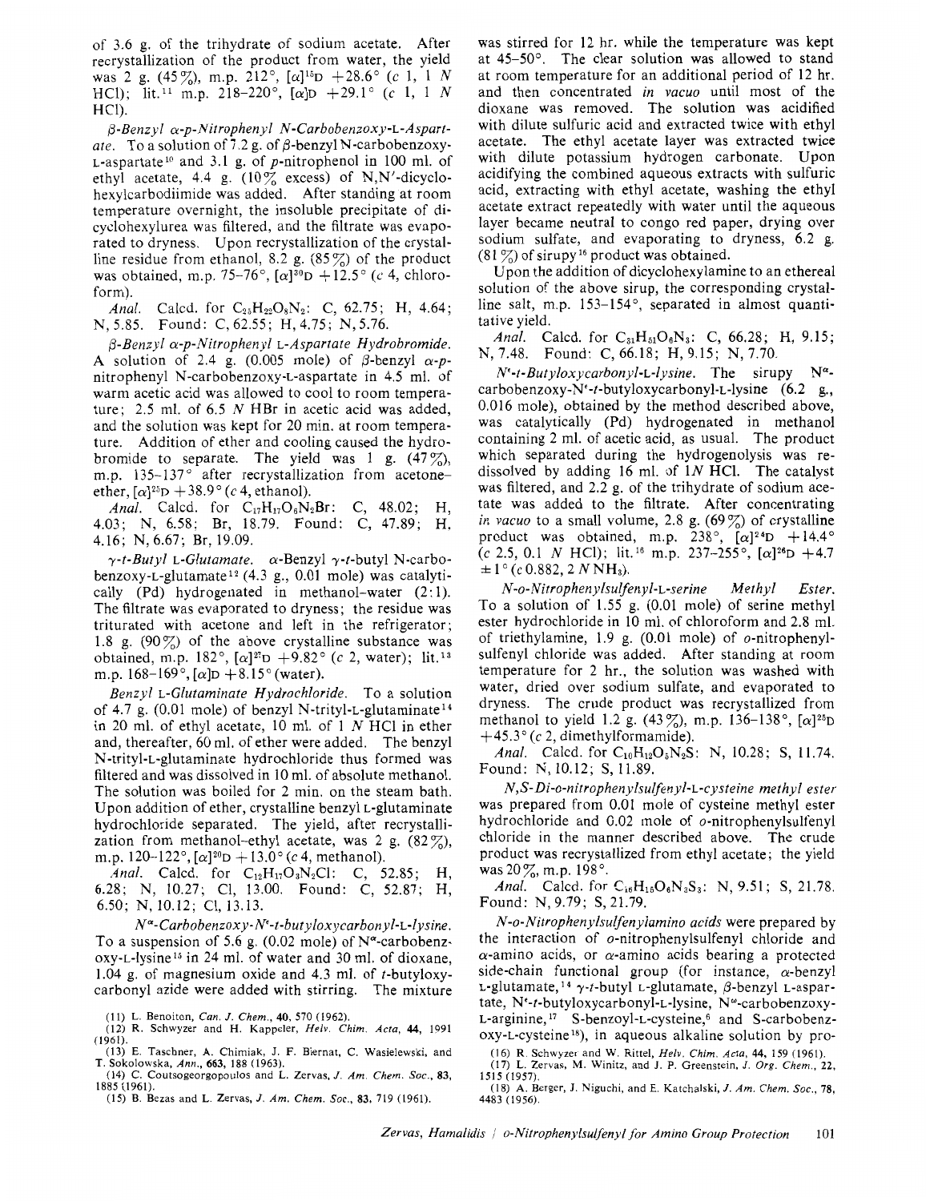of 3.6 g. of the trihydrate of sodium acetate. After recrystallization of the product from water, the yield was 2 g. (45%), m.p. 212°, $[\alpha]^{15}D$ +28.6° (*c* 1, 1 *N* HCl); lit.[11] m.p. 218–220°, $[\alpha]D$ +29.1° (*c* 1, 1 *N* HCl).

*β-Benzyl α-p-Nitrophenyl N-Carbobenzoxy-L-Aspartate.* To a solution of 7.2 g. of β-benzyl N-carbobenzoxy-L-aspartate[10] and 3.1 g. of *p*-nitrophenol in 100 ml. of ethyl acetate, 4.4 g. (10% excess) of N,N'-dicyclohexylcarbodiimide was added. After standing at room temperature overnight, the insoluble precipitate of dicyclohexylurea was filtered, and the filtrate was evaporated to dryness. Upon recrystallization of the crystalline residue from ethanol, 8.2 g. (85%) of the product was obtained, m.p. 75–76°, $[\alpha]^{30}D$ +12.5° (*c* 4, chloroform).

*Anal.* Calcd. for $C_{25}H_{22}O_8N_2$: C, 62.75; H, 4.64; N, 5.85. Found: C, 62.55; H, 4.75; N, 5.76.

*β-Benzyl α-p-Nitrophenyl L-Aspartate Hydrobromide.* A solution of 2.4 g. (0.005 mole) of β-benzyl α-*p*-nitrophenyl N-carbobenzoxy-L-aspartate in 4.5 ml. of warm acetic acid was allowed to cool to room temperature; 2.5 ml. of 6.5 *N* HBr in acetic acid was added, and the solution was kept for 20 min. at room temperature. Addition of ether and cooling caused the hydrobromide to separate. The yield was 1 g. (47%), m.p. 135–137° after recrystallization from acetone–ether, $[\alpha]^{25}D$ +38.9° (*c* 4, ethanol).

*Anal.* Calcd. for $C_{17}H_{17}O_6N_2Br$: C, 48.02; H, 4.03; N, 6.58; Br, 18.79. Found: C, 47.89; H, 4.16; N, 6.67; Br, 19.09.

*γ-t-Butyl L-Glutamate.* α-Benzyl γ-*t*-butyl N-carbobenzoxy-L-glutamate[12] (4.3 g., 0.01 mole) was catalytically (Pd) hydrogenated in methanol–water (2:1). The filtrate was evaporated to dryness; the residue was triturated with acetone and left in the refrigerator; 1.8 g. (90%) of the above crystalline substance was obtained, m.p. 182°, $[\alpha]^{27}D$ +9.82° (*c* 2, water); lit.[13] m.p. 168–169°, $[\alpha]D$ +8.15° (water).

*Benzyl L-Glutaminate Hydrochloride.* To a solution of 4.7 g. (0.01 mole) of benzyl N-trityl-L-glutaminate[14] in 20 ml. of ethyl acetate, 10 ml. of 1 *N* HCl in ether and, thereafter, 60 ml. of ether were added. The benzyl N-trityl-L-glutaminate hydrochloride thus formed was filtered and was dissolved in 10 ml. of absolute methanol. The solution was boiled for 2 min. on the steam bath. Upon addition of ether, crystalline benzyl L-glutaminate hydrochloride separated. The yield, after recrystallization from methanol–ethyl acetate, was 2 g. (82%), m.p. 120–122°, $[\alpha]^{20}D$ +13.0° (*c* 4, methanol).

*Anal.* Calcd. for $C_{12}H_{17}O_3N_2Cl$: C, 52.85; H, 6.28; N, 10.27; Cl, 13.00. Found: C, 52.87; H, 6.50; N, 10.12; Cl, 13.13.

*N^α-Carbobenzoxy-N^ε-t-butyloxycarbonyl-L-lysine.* To a suspension of 5.6 g. (0.02 mole) of $N^{\alpha}$-carbobenzoxy-L-lysine[15] in 24 ml. of water and 30 ml. of dioxane, 1.04 g. of magnesium oxide and 4.3 ml. of *t*-butyloxycarbonyl azide were added with stirring. The mixture was stirred for 12 hr. while the temperature was kept at 45–50°. The clear solution was allowed to stand at room temperature for an additional period of 12 hr. and then concentrated *in vacuo* until most of the dioxane was removed. The solution was acidified with dilute sulfuric acid and extracted twice with ethyl acetate. The ethyl acetate layer was extracted twice with dilute potassium hydrogen carbonate. Upon acidifying the combined aqueous extracts with sulfuric acid, extracting with ethyl acetate, washing the ethyl acetate extract repeatedly with water until the aqueous layer became neutral to congo red paper, drying over sodium sulfate, and evaporating to dryness, 6.2 g. (81%) of sirupy[16] product was obtained.

Upon the addition of dicyclohexylamine to an ethereal solution of the above sirup, the corresponding crystalline salt, m.p. 153–154°, separated in almost quantitative yield.

*Anal.* Calcd. for $C_{31}H_{51}O_6N_3$: C, 66.28; H, 9.15; N, 7.48. Found: C, 66.18; H, 9.15; N, 7.70.

*N^ε-t-Butyloxycarbonyl-L-lysine.* The sirupy $N^{\alpha}$-carbobenzoxy-$N^{\epsilon}$-*t*-butyloxycarbonyl-L-lysine (6.2 g., 0.016 mole), obtained by the method described above, was catalytically (Pd) hydrogenated in methanol containing 2 ml. of acetic acid, as usual. The product which separated during the hydrogenolysis was redissolved by adding 16 ml. of 1*N* HCl. The catalyst was filtered, and 2.2 g. of the trihydrate of sodium acetate was added to the filtrate. After concentrating *in vacuo* to a small volume, 2.8 g. (69%) of crystalline product was obtained, m.p. 238°, $[\alpha]^{24}D$ +14.4° (*c* 2.5, 0.1 *N* HCl); lit.[18] m.p. 237–255°, $[\alpha]^{26}D$ +4.7 ±1° (*c* 0.882, 2 *N* $NH_3$).

*N-o-Nitrophenylsulfenyl-L-serine Methyl Ester.* To a solution of 1.55 g. (0.01 mole) of serine methyl ester hydrochloride in 10 ml. of chloroform and 2.8 ml. of triethylamine, 1.9 g. (0.01 mole) of *o*-nitrophenylsulfenyl chloride was added. After standing at room temperature for 2 hr., the solution was washed with water, dried over sodium sulfate, and evaporated to dryness. The crude product was recrystallized from methanol to yield 1.2 g. (43%), m.p. 136–138°, $[\alpha]^{25}D$ +45.3° (*c* 2, dimethylformamide).

*Anal.* Calcd. for $C_{10}H_{12}O_5N_2S$: N, 10.28; S, 11.74. Found: N, 10.12; S, 11.89.

*N,S-Di-o-nitrophenylsulfenyl-L-cysteine methyl ester* was prepared from 0.01 mole of cysteine methyl ester hydrochloride and 0.02 mole of *o*-nitrophenylsulfenyl chloride in the manner described above. The crude product was recrystallized from ethyl acetate; the yield was 20%, m.p. 198°.

*Anal.* Calcd. for $C_{16}H_{15}O_6N_3S_3$: N, 9.51; S, 21.78. Found: N, 9.79; S, 21.79.

*N-o-Nitrophenylsulfenylamino acids* were prepared by the interaction of *o*-nitrophenylsulfenyl chloride and α-amino acids, or α-amino acids bearing a protected side-chain functional group (for instance, α-benzyl L-glutamate,[14] γ-*t*-butyl L-glutamate, β-benzyl L-aspartate, $N^{\epsilon}$-*t*-butyloxycarbonyl-L-lysine, $N^{\omega}$-carbobenzoxy-L-arginine,[17] S-benzoyl-L-cysteine,[6] and S-carbobenzoxy-L-cysteine[18]), in aqueous alkaline solution by pro-

(11) L. Benoiton, *Can. J. Chem.*, **40**, 570 (1962).
(12) R. Schwyzer and H. Kappeler, *Helv. Chim. Acta*, **44**, 1991 (1961).
(13) E. Taschner, A. Chimiak, J. F. Biernat, C. Wasielewski, and T. Sokolowska, *Ann.*, **663**, 188 (1963).
(14) C. Coutsogeorgopoulos and L. Zervas, *J. Am. Chem. Soc.*, **83**, 1885 (1961).
(15) B. Bezas and L. Zervas, *J. Am. Chem. Soc.*, **83**, 719 (1961).
(16) R. Schwyzer and W. Rittel, *Helv. Chim. Acta*, **44**, 159 (1961).
(17) L. Zervas, M. Winitz, and J. P. Greenstein, *J. Org. Chem.*, **22**, 1515 (1957).
(18) A. Berger, J. Niguchi, and E. Katchalski, *J. Am. Chem. Soc.*, **78**, 4483 (1956).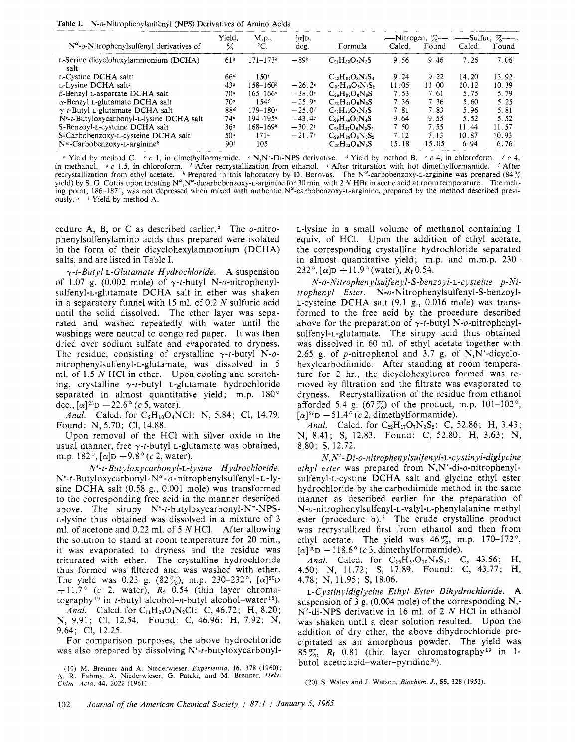Table I. N-o-Nitrophenylsulfenyl (NPS) Derivatives of Amino Acids

| $N^{\alpha}$-o-Nitrophenylsulfenyl derivatives of | Yield, % | M.p., °C. | $[\alpha]$D, deg. | Formula | Nitrogen, % Calcd. | Nitrogen, % Found | Sulfur, % Calcd. | Sulfur, % Found |
|---|---|---|---|---|---|---|---|---|
| L-Serine dicyclohexylammonium (DCHA) salt | 61[a] | 171–173[h] | −89[b] | $C_{21}H_{33}O_5N_3S$ | 9.56 | 9.46 | 7.26 | 7.06 |
| L-Cystine DCHA salt[c] | 66[d] | 150[i] | | $C_{42}H_{64}O_8N_6S_4$ | 9.24 | 9.22 | 14.20 | 13.92 |
| L-Lysine DCHA salt[c] | 43[a] | 158–160[h] | −26.2[e] | $C_{30}H_{43}O_6N_5S_2$ | 11.05 | 11.00 | 10.12 | 10.39 |
| β-Benzyl L-aspartate DCHA salt | 70[a] | 165–166[h] | −38.0[e] | $C_{29}H_{39}O_6N_3S$ | 7.53 | 7.61 | 5.75 | 5.79 |
| α-Benzyl L-glutamate DCHA salt | 70[a] | 154[j] | −25.9[e] | $C_{30}H_{41}O_6N_3S$ | 7.36 | 7.36 | 5.60 | 5.25 |
| γ-t-Butyl L-glutamate DCHA salt | 88[d] | 179–180[j] | −25.0[f] | $C_{27}H_{43}O_6N_3S$ | 7.81 | 7.83 | 5.96 | 5.81 |
| $N^{\epsilon}$-t-Butyloxycarbonyl-L-lysine DCHA salt | 74[d] | 194–195[h] | −43.4[g] | $C_{29}H_{48}O_6N_4S$ | 9.64 | 9.55 | 5.52 | 5.52 |
| S-Benzoyl-L-cysteine DCHA salt | 36[a] | 168–169[h] | +30.2[e] | $C_{28}H_{37}O_5N_3S_2$ | 7.50 | 7.55 | 11.44 | 11.57 |
| S-Carbobenzoxy-L-cysteine DCHA salt | 50[a] | 171[h] | −21.7[e] | $C_{29}H_{39}O_6N_3S_2$ | 7.12 | 7.13 | 10.87 | 10.93 |
| $N^{\omega}$-Carbobenzoxy-L-arginine[k] | 90[l] | 105 | | $C_{20}H_{23}O_6N_5S$ | 15.18 | 15.05 | 6.94 | 6.76 |

[a] Yield by method C. [b] c 1, in dimethylformamide. [c] N,N'-Di-NPS derivative. [d] Yield by method B. [e] c 4, in chloroform. [f] c 4, in methanol. [g] c 1.5, in chloroform. [h] After recrystallization from ethanol. [i] After trituration with hot dimethylformamide. [j] After recrystallization from ethyl acetate. [k] Prepared in this laboratory by D. Borovas. The $N^{\omega}$-carbobenzoxy-L-arginine was prepared (84% yield) by S. G. Cottis upon treating $N^{\alpha}$,$N^{\omega}$-dicarbobenzoxy-L-arginine for 30 min. with 2 N HBr in acetic acid at room temperature. The melting point, 186–187°, was not depressed when mixed with authentic $N^{\omega}$-carbobenzoxy-L-arginine, prepared by the method described previously.[17] [l] Yield by method A.

cedure A, B, or C as described earlier.[3] The o-nitrophenylsulfenylamino acids thus prepared were isolated in the form of their dicyclohexylammonium (DCHA) salts, and are listed in Table I.

*γ-t-Butyl L-Glutamate Hydrochloride.* A suspension of 1.07 g. (0.002 mole) of γ-t-butyl N-o-nitrophenylsulfenyl-L-glutamate DCHA salt in ether was shaken in a separatory funnel with 15 ml. of 0.2 N sulfuric acid until the solid dissolved. The ether layer was separated and washed repeatedly with water until the washings were neutral to congo red paper. It was then dried over sodium sulfate and evaporated to dryness. The residue, consisting of crystalline γ-t-butyl N-o-nitrophenylsulfenyl-L-glutamate, was dissolved in 5 ml. of 1.5 N HCl in ether. Upon cooling and scratching, crystalline γ-t-butyl L-glutamate hydrochloride separated in almost quantitative yield; m.p. 180° dec., $[\alpha]^{25}$D +22.6° (c 5, water).

*Anal.* Calcd. for $C_9H_{10}O_4NCl$: N, 5.84; Cl, 14.79. Found: N, 5.70; Cl, 14.88.

Upon removal of the HCl with silver oxide in the usual manner, free γ-t-butyl L-glutamate was obtained, m.p. 182°, $[\alpha]$D +9.8° (c 2, water).

*$N^{\epsilon}$-t-Butyloxycarbonyl-L-lysine Hydrochloride.* $N^{\epsilon}$-t-Butyloxycarbonyl-$N^{\alpha}$-o-nitrophenylsulfenyl-L-lysine DCHA salt (0.58 g., 0.001 mole) was transformed to the corresponding free acid in the manner described above. The sirupy $N^{\epsilon}$-t-butyloxycarbonyl-$N^{\alpha}$-NPS-L-lysine thus obtained was dissolved in a mixture of 3 ml. of acetone and 0.22 ml. of 5 N HCl. After allowing the solution to stand at room temperature for 20 min., it was evaporated to dryness and the residue was triturated with ether. The crystalline hydrochloride thus formed was filtered and was washed with ether. The yield was 0.23 g. (82%), m.p. 230–232°, $[\alpha]^{20}$D +11.7° (c 2, water), $R_f$ 0.54 (thin layer chromatography[19] in t-butyl alcohol-n-butyl alcohol-water[12]).

*Anal.* Calcd. for $C_{11}H_{23}O_4N_2Cl$: C, 46.72; H, 8.20; N, 9.91; Cl, 12.54. Found: C, 46.96; H, 7.92; N, 9.64; Cl, 12.25.

For comparison purposes, the above hydrochloride was also prepared by dissolving $N^{\epsilon}$-t-butyloxycarbonyl-L-lysine in a small volume of methanol containing 1 equiv. of HCl. Upon the addition of ethyl acetate, the corresponding crystalline hydrochloride separated in almost quantitative yield; m.p. and m.m.p. 230–232°, $[\alpha]$D +11.9° (water), $R_f$ 0.54.

*N-o-Nitrophenylsulfenyl-S-benzoyl-L-cysteine p-Nitrophenyl Ester.* N-o-Nitrophenylsulfenyl-S-benzoyl-L-cysteine DCHA salt (9.1 g., 0.016 mole) was transformed to the free acid by the procedure described above for the preparation of γ-t-butyl N-o-nitrophenylsulfenyl-L-glutamate. The sirupy acid thus obtained was dissolved in 60 ml. of ethyl acetate together with 2.65 g. of p-nitrophenol and 3.7 g. of N,N'-dicyclohexylcarbodiimide. After standing at room temperature for 2 hr., the dicyclohexylurea formed was removed by filtration and the filtrate was evaporated to dryness. Recrystallization of the residue from ethanol afforded 5.4 g. (67%) of the product, m.p. 101–102°, $[\alpha]^{25}$D −51.4° (c 2, dimethylformamide).

*Anal.* Calcd. for $C_{22}H_{17}O_7N_3S_2$: C, 52.86; H, 3.43; N, 8.41; S, 12.83. Found: C, 52.80; H, 3.63; N, 8.80; S, 12.72.

*N,N'-Di-o-nitrophenylsulfenyl-L-cystinyl-diglycine ethyl ester* was prepared from N,N'-di-o-nitrophenylsulfenyl-L-cystine DCHA salt and glycine ethyl ester hydrochloride by the carbodiimide method in the same manner as described earlier for the preparation of N-o-nitrophenylsulfenyl-L-valyl-L-phenylalanine methyl ester (procedure b).[3] The crude crystalline product was recrystallized first from ethanol and then from ethyl acetate. The yield was 46%, m.p. 170–172°, $[\alpha]^{20}$D −118.6° (c 3, dimethylformamide).

*Anal.* Calcd. for $C_{26}H_{32}O_{10}N_6S_4$: C, 43.56; H, 4.50; N, 11.72; S, 17.89. Found: C, 43.77; H, 4.78; N, 11.95; S, 18.06.

*L-Cystinyldiglycine Ethyl Ester Dihydrochloride.* A suspension of 3 g. (0.004 mole) of the corresponding N,-N'-di-NPS derivative in 16 ml. of 2 N HCl in ethanol was shaken until a clear solution resulted. Upon the addition of dry ether, the above dihydrochloride precipitated as an amorphous powder. The yield was 85%, $R_f$ 0.81 (thin layer chromatography[19] in 1-butol-acetic acid-water-pyridine[20]).

(19) M. Brenner and A. Niederwieser, *Experientia*, 16, 378 (1960); A. R. Fahmy, A. Niederwieser, G. Pataki, and M. Brenner, *Helv. Chim. Acta*, 44, 2022 (1961).

(20) S. Waley and J. Watson, *Biochem. J.*, 55, 328 (1953).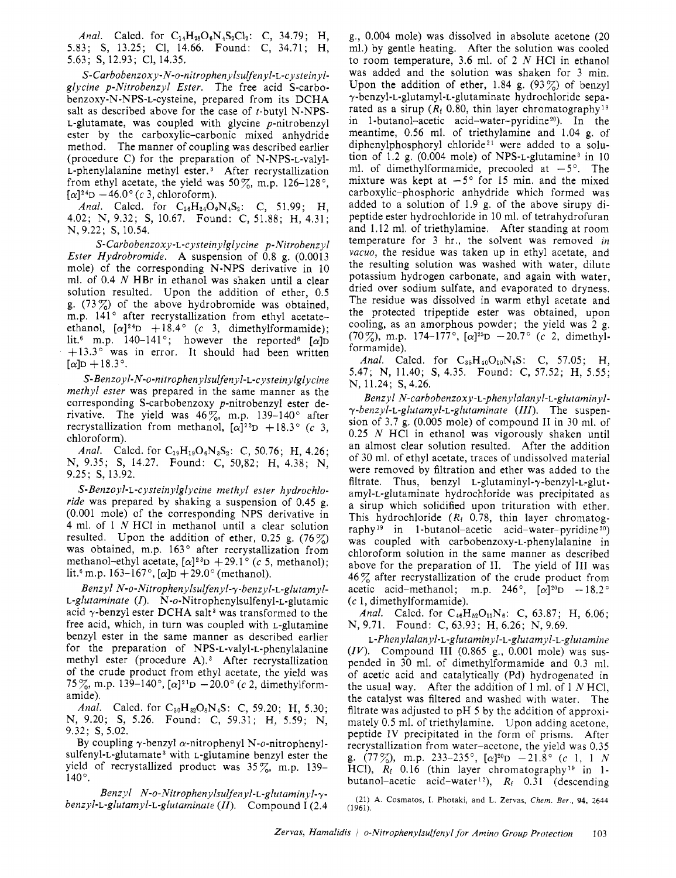*Anal.* Calcd. for $C_{14}H_{28}O_6N_4S_2Cl_2$: C, 34.79; H, 5.83; S, 13.25; Cl, 14.66. Found: C, 34.71; H, 5.63; S, 12.93; Cl, 14.35.

*S-Carbobenzoxy-N-o-nitrophenylsulfenyl-L-cysteinylglycine p-Nitrobenzyl Ester.* The free acid S-carbobenzoxy-N-NPS-L-cysteine, prepared from its DCHA salt as described above for the case of *t*-butyl N-NPS-L-glutamate, was coupled with glycine *p*-nitrobenzyl ester by the carboxylic–carbonic mixed anhydride method. The manner of coupling was described earlier (procedure C) for the preparation of N-NPS-L-valyl-L-phenylalanine methyl ester.[3] After recrystallization from ethyl acetate, the yield was 50%, m.p. 126–128°, $[\alpha]^{24}D$ −46.0° (*c* 3, chloroform).

*Anal.* Calcd. for $C_{26}H_{24}O_9N_4S_2$: C, 51.99; H, 4.02; N, 9.32; S, 10.67. Found: C, 51.88; H, 4.31; N, 9.22; S, 10.54.

*S-Carbobenzoxy-L-cysteinylglycine p-Nitrobenzyl Ester Hydrobromide.* A suspension of 0.8 g. (0.0013 mole) of the corresponding N-NPS derivative in 10 ml. of 0.4 *N* HBr in ethanol was shaken until a clear solution resulted. Upon the addition of ether, 0.5 g. (73%) of the above hydrobromide was obtained, m.p. 141° after recrystallization from ethyl acetate–ethanol, $[\alpha]^{24}D$ +18.4° (*c* 3, dimethylformamide); lit.[6] m.p. 140–141°; however the reported[6] $[\alpha]D$ +13.3° was in error. It should had been written $[\alpha]D$ +18.3°.

*S-Benzoyl-N-o-nitrophenylsulfenyl-L-cysteinylglycine methyl ester* was prepared in the same manner as the corresponding S-carbobenzoxy *p*-nitrobenzyl ester derivative. The yield was 46%, m.p. 139–140° after recrystallization from methanol, $[\alpha]^{22}D$ +18.3° (*c* 3, chloroform).

*Anal.* Calcd. for $C_{19}H_{19}O_6N_3S_2$: C, 50.76; H, 4.26; N, 9.35; S, 14.27. Found: C, 50,82; H, 4.38; N, 9.25; S, 13.92.

*S-Benzoyl-L-cysteinylglycine methyl ester hydrochloride* was prepared by shaking a suspension of 0.45 g. (0.001 mole) of the corresponding NPS derivative in 4 ml. of 1 *N* HCl in methanol until a clear solution resulted. Upon the addition of ether, 0.25 g. (76%) was obtained, m.p. 163° after recrystallization from methanol–ethyl acetate, $[\alpha]^{23}D$ +29.1° (*c* 5, methanol); lit.[6] m.p. 163–167°, $[\alpha]D$ +29.0° (methanol).

*Benzyl N-o-Nitrophenylsulfenyl-γ-benzyl-L-glutamyl-L-glutaminate (I).* N-*o*-Nitrophenylsulfenyl-L-glutamic acid γ-benzyl ester DCHA salt[3] was transformed to the free acid, which, in turn was coupled with L-glutamine benzyl ester in the same manner as described earlier for the preparation of NPS-L-valyl-L-phenylalanine methyl ester (procedure A).[3] After recrystallization of the crude product from ethyl acetate, the yield was 75%, m.p. 139–140°, $[\alpha]^{21}D$ −20.0° (*c* 2, dimethylformamide).

*Anal.* Calcd. for $C_{30}H_{32}O_8N_4S$: C, 59.20; H, 5.30; N, 9.20; S, 5.26. Found: C, 59.31; H, 5.59; N, 9.32; S, 5.02.

By coupling γ-benzyl α-nitrophenyl N-*o*-nitrophenylsulfenyl-L-glutamate[3] with L-glutamine benzyl ester the yield of recrystallized product was 35%, m.p. 139–140°.

*Benzyl N-o-Nitrophenylsulfenyl-L-glutaminyl-γ-benzyl-L-glutamyl-L-glutaminate (II).* Compound I (2.4 g., 0.004 mole) was dissolved in absolute acetone (20 ml.) by gentle heating. After the solution was cooled to room temperature, 3.6 ml. of 2 *N* HCl in ethanol was added and the solution was shaken for 3 min. Upon the addition of ether, 1.84 g. (93%) of benzyl γ-benzyl-L-glutamyl-L-glutaminate hydrochloride separated as a sirup ($R_f$ 0.80, thin layer chromatography[19] in 1-butanol–acetic acid–water–pyridine[20]). In the meantime, 0.56 ml. of triethylamine and 1.04 g. of diphenylphosphoryl chloride[21] were added to a solution of 1.2 g. (0.004 mole) of NPS-L-glutamine[3] in 10 ml. of dimethylformamide, precooled at −5°. The mixture was kept at −5° for 15 min. and the mixed carboxylic–phosphoric anhydride which formed was added to a solution of 1.9 g. of the above sirupy dipeptide ester hydrochloride in 10 ml. of tetrahydrofuran and 1.12 ml. of triethylamine. After standing at room temperature for 3 hr., the solvent was removed *in vacuo*, the residue was taken up in ethyl acetate, and the resulting solution was washed with water, dilute potassium hydrogen carbonate, and again with water, dried over sodium sulfate, and evaporated to dryness. The residue was dissolved in warm ethyl acetate and the protected tripeptide ester was obtained, upon cooling, as an amorphous powder; the yield was 2 g. (70%), m.p. 174–177°, $[\alpha]^{25}D$ −20.7° (*c* 2, dimethylformamide).

*Anal.* Calcd. for $C_{35}H_{40}O_{10}N_6S$: C, 57.05; H, 5.47; N, 11.40; S, 4.35. Found: C, 57.52; H, 5.55; N, 11.24; S, 4.26.

*Benzyl N-carbobenzoxy-L-phenylalanyl-L-glutaminyl-γ-benzyl-L-glutamyl-L-glutaminate (III).* The suspension of 3.7 g. (0.005 mole) of compound II in 30 ml. of 0.25 *N* HCl in ethanol was vigorously shaken until an almost clear solution resulted. After the addition of 30 ml. of ethyl acetate, traces of undissolved material were removed by filtration and ether was added to the filtrate. Thus, benzyl L-glutaminyl-γ-benzyl-L-glutamyl-L-glutaminate hydrochloride was precipitated as a sirup which solidified upon trituration with ether. This hydrochloride ($R_f$ 0.78, thin layer chromatography[19] in 1-butanol–acetic acid–water–pyridine[20]) was coupled with carbobenzoxy-L-phenylalanine in chloroform solution in the same manner as described above for the preparation of II. The yield of III was 46% after recrystallization of the crude product from acetic acid–methanol; m.p. 246°, $[\alpha]^{20}D$ −18.2° (*c* 1, dimethylformamide).

*Anal.* Calcd. for $C_{46}H_{52}O_{11}N_6$: C, 63.87; H, 6.06; N, 9.71. Found: C, 63.93; H, 6.26; N, 9.69.

*L-Phenylalanyl-L-glutaminyl-L-glutamyl-L-glutamine (IV).* Compound III (0.865 g., 0.001 mole) was suspended in 30 ml. of dimethylformamide and 0.3 ml. of acetic acid and catalytically (Pd) hydrogenated in the usual way. After the addition of 1 ml. of 1 *N* HCl, the catalyst was filtered and washed with water. The filtrate was adjusted to pH 5 by the addition of approximately 0.5 ml. of triethylamine. Upon adding acetone, peptide IV precipitated in the form of prisms. After recrystallization from water–acetone, the yield was 0.35 g. (77%), m.p. 233–235°, $[\alpha]^{20}D$ −21.8° (*c* 1, 1 *N* HCl), $R_f$ 0.16 (thin layer chromatography[19] in 1-butanol–acetic acid–water[12]), $R_f$ 0.31 (descending

(21) A. Cosmatos, I. Photaki, and L. Zervas, *Chem. Ber.*, **94**, 2644 (1961).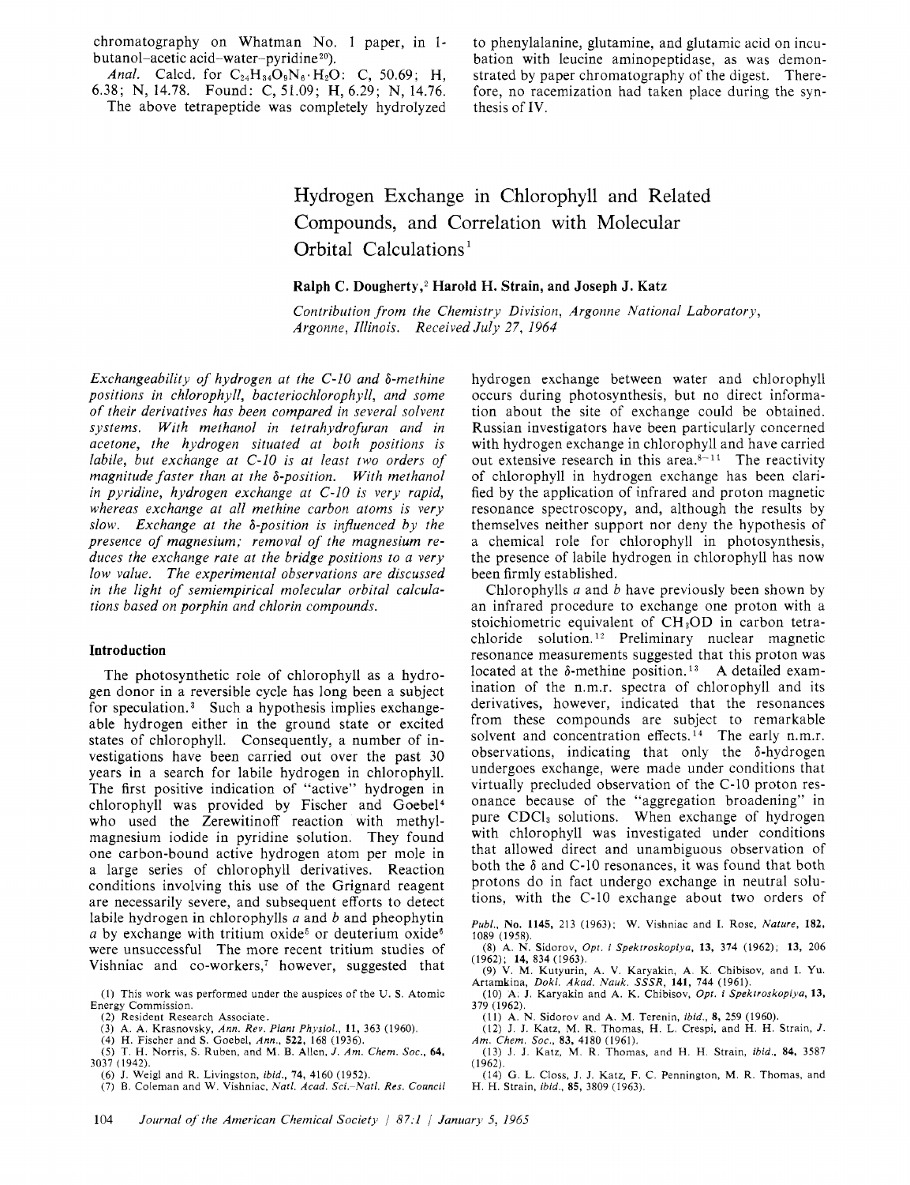chromatography on Whatman No. 1 paper, in 1-butanol–acetic acid–water–pyridine[20]).

*Anal.* Calcd. for $C_{24}H_{34}O_9N_6 \cdot H_2O$: C, 50.69; H, 6.38; N, 14.78. Found: C, 51.09; H, 6.29; N, 14.76.

The above tetrapeptide was completely hydrolyzed to phenylalanine, glutamine, and glutamic acid on incubation with leucine aminopeptidase, as was demonstrated by paper chromatography of the digest. Therefore, no racemization had taken place during the synthesis of IV.

# Hydrogen Exchange in Chlorophyll and Related Compounds, and Correlation with Molecular Orbital Calculations[1]

**Ralph C. Dougherty,[2] Harold H. Strain, and Joseph J. Katz**

*Contribution from the Chemistry Division, Argonne National Laboratory, Argonne, Illinois. Received July 27, 1964*

*Exchangeability of hydrogen at the C-10 and δ-methine positions in chlorophyll, bacteriochlorophyll, and some of their derivatives has been compared in several solvent systems. With methanol in tetrahydrofuran and in acetone, the hydrogen situated at both positions is labile, but exchange at C-10 is at least two orders of magnitude faster than at the δ-position. With methanol in pyridine, hydrogen exchange at C-10 is very rapid, whereas exchange at all methine carbon atoms is very slow. Exchange at the δ-position is influenced by the presence of magnesium; removal of the magnesium reduces the exchange rate at the bridge positions to a very low value. The experimental observations are discussed in the light of semiempirical molecular orbital calculations based on porphin and chlorin compounds.*

## Introduction

The photosynthetic role of chlorophyll as a hydrogen donor in a reversible cycle has long been a subject for speculation.[3] Such a hypothesis implies exchangeable hydrogen either in the ground state or excited states of chlorophyll. Consequently, a number of investigations have been carried out over the past 30 years in a search for labile hydrogen in chlorophyll. The first positive indication of "active" hydrogen in chlorophyll was provided by Fischer and Goebel[4] who used the Zerewitinoff reaction with methylmagnesium iodide in pyridine solution. They found one carbon-bound active hydrogen atom per mole in a large series of chlorophyll derivatives. Reaction conditions involving this use of the Grignard reagent are necessarily severe, and subsequent efforts to detect labile hydrogen in chlorophylls *a* and *b* and pheophytin *a* by exchange with tritium oxide[5] or deuterium oxide[6] were unsuccessful The more recent tritium studies of Vishniac and co-workers,[7] however, suggested that hydrogen exchange between water and chlorophyll occurs during photosynthesis, but no direct information about the site of exchange could be obtained. Russian investigators have been particularly concerned with hydrogen exchange in chlorophyll and have carried out extensive research in this area.[8-11] The reactivity of chlorophyll in hydrogen exchange has been clarified by the application of infrared and proton magnetic resonance spectroscopy, and, although the results by themselves neither support nor deny the hypothesis of a chemical role for chlorophyll in photosynthesis, the presence of labile hydrogen in chlorophyll has now been firmly established.

Chlorophylls *a* and *b* have previously been shown by an infrared procedure to exchange one proton with a stoichiometric equivalent of $CH_3OD$ in carbon tetrachloride solution.[12] Preliminary nuclear magnetic resonance measurements suggested that this proton was located at the δ-methine position.[13] A detailed examination of the n.m.r. spectra of chlorophyll and its derivatives, however, indicated that the resonances from these compounds are subject to remarkable solvent and concentration effects.[14] The early n.m.r. observations, indicating that only the δ-hydrogen undergoes exchange, were made under conditions that virtually precluded observation of the C-10 proton resonance because of the "aggregation broadening" in pure $CDCl_3$ solutions. When exchange of hydrogen with chlorophyll was investigated under conditions that allowed direct and unambiguous observation of both the δ and C-10 resonances, it was found that both protons do in fact undergo exchange in neutral solutions, with the C-10 exchange about two orders of

(1) This work was performed under the auspices of the U. S. Atomic Energy Commission.

(2) Resident Research Associate.

(3) A. A. Krasnovsky, *Ann. Rev. Plant Physiol.*, **11**, 363 (1960).

(4) H. Fischer and S. Goebel, *Ann.*, **522**, 168 (1936).

(5) T. H. Norris, S. Ruben, and M. B. Allen, *J. Am. Chem. Soc.*, **64**, 3037 (1942).

(6) J. Weigl and R. Livingston, *ibid.*, **74**, 4160 (1952).

(7) B. Coleman and W. Vishniac, *Natl. Acad. Sci.–Natl. Res. Council Publ.*, No. **1145**, 213 (1963); W. Vishniac and I. Rose, *Nature*, **182**, 1089 (1958).

(8) A. N. Sidorov, *Opt. i Spektroskopiya*, **13**, 374 (1962); **13**, 206 (1962); **14**, 834 (1963).

(9) V. M. Kutyurin, A. V. Karyakin, A. K. Chibisov, and I. Yu. Artamkina, *Dokl. Akad. Nauk. SSSR*, **141**, 744 (1961).

(10) A. J. Karyakin and A. K. Chibisov, *Opt. i Spektroskopiya*, **13**, 379 (1962).

(11) A. N. Sidorov and A. M. Terenin, *ibid.*, **8**, 259 (1960).

(12) J. J. Katz, M. R. Thomas, H. L. Crespi, and H. H. Strain, *J. Am. Chem. Soc.*, **83**, 4180 (1961).

(13) J. J. Katz, M. R. Thomas, and H. H. Strain, *ibid.*, **84**, 3587 (1962).

(14) G. L. Closs, J. J. Katz, F. C. Pennington, M. R. Thomas, and H. H. Strain, *ibid.*, **85**, 3809 (1963).